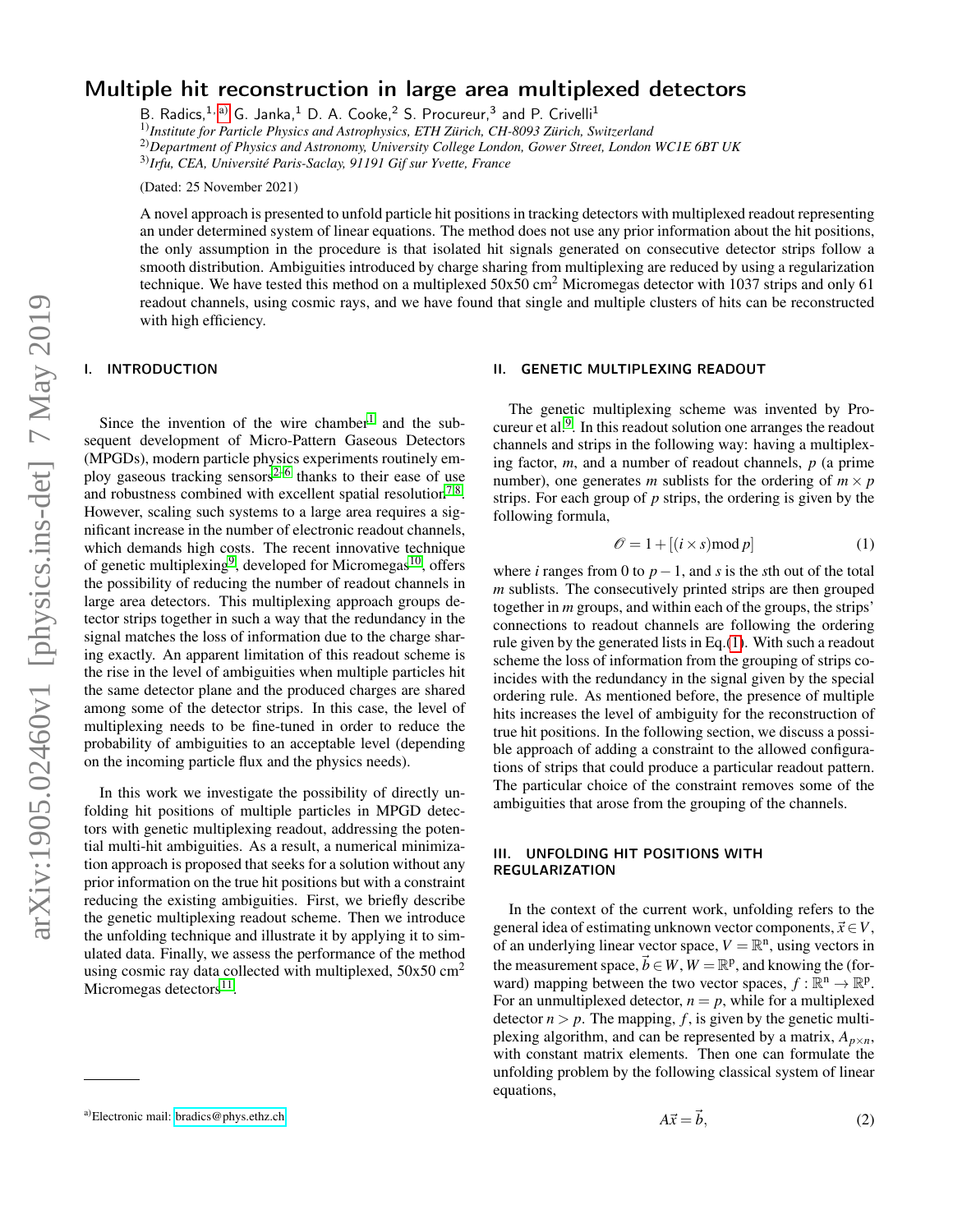# Multiple hit reconstruction in large area multiplexed detectors

B. Radics,[1, a] G. Janka,[1] D. A. Cooke,[2] S. Procureur,[3] and P. Crivelli[1]

[1])*Institute for Particle Physics and Astrophysics, ETH Zürich, CH-8093 Zürich, Switzerland*

[2])*Department of Physics and Astronomy, University College London, Gower Street, London WC1E 6BT UK*

[3])*Irfu, CEA, Université Paris-Saclay, 91191 Gif sur Yvette, France*

(Dated: 25 November 2021)

A novel approach is presented to unfold particle hit positions in tracking detectors with multiplexed readout representing an under determined system of linear equations. The method does not use any prior information about the hit positions, the only assumption in the procedure is that isolated hit signals generated on consecutive detector strips follow a smooth distribution. Ambiguities introduced by charge sharing from multiplexing are reduced by using a regularization technique. We have tested this method on a multiplexed 50x50 cm$^2$ Micromegas detector with 1037 strips and only 61 readout channels, using cosmic rays, and we have found that single and multiple clusters of hits can be reconstructed with high efficiency.

## I. INTRODUCTION

Since the invention of the wire chamber[1] and the subsequent development of Micro-Pattern Gaseous Detectors (MPGDs), modern particle physics experiments routinely employ gaseous tracking sensors[2–6] thanks to their ease of use and robustness combined with excellent spatial resolution[7,8]. However, scaling such systems to a large area requires a significant increase in the number of electronic readout channels, which demands high costs. The recent innovative technique of genetic multiplexing[9], developed for Micromegas[10], offers the possibility of reducing the number of readout channels in large area detectors. This multiplexing approach groups detector strips together in such a way that the redundancy in the signal matches the loss of information due to the charge sharing exactly. An apparent limitation of this readout scheme is the rise in the level of ambiguities when multiple particles hit the same detector plane and the produced charges are shared among some of the detector strips. In this case, the level of multiplexing needs to be fine-tuned in order to reduce the probability of ambiguities to an acceptable level (depending on the incoming particle flux and the physics needs).

In this work we investigate the possibility of directly unfolding hit positions of multiple particles in MPGD detectors with genetic multiplexing readout, addressing the potential multi-hit ambiguities. As a result, a numerical minimization approach is proposed that seeks for a solution without any prior information on the true hit positions but with a constraint reducing the existing ambiguities. First, we briefly describe the genetic multiplexing readout scheme. Then we introduce the unfolding technique and illustrate it by applying it to simulated data. Finally, we assess the performance of the method using cosmic ray data collected with multiplexed, 50x50 cm$^2$ Micromegas detectors[11].

## II. GENETIC MULTIPLEXING READOUT

The genetic multiplexing scheme was invented by Procureur et al.[9]. In this readout solution one arranges the readout channels and strips in the following way: having a multiplexing factor, $m$, and a number of readout channels, $p$ (a prime number), one generates $m$ sublists for the ordering of $m \times p$ strips. For each group of $p$ strips, the ordering is given by the following formula,

$$\mathscr{O} = 1 + [(i \times s) \bmod p] \tag{1}$$

where $i$ ranges from 0 to $p-1$, and $s$ is the $s$th out of the total $m$ sublists. The consecutively printed strips are then grouped together in $m$ groups, and within each of the groups, the strips' connections to readout channels are following the ordering rule given by the generated lists in Eq.(1). With such a readout scheme the loss of information from the grouping of strips coincides with the redundancy in the signal given by the special ordering rule. As mentioned before, the presence of multiple hits increases the level of ambiguity for the reconstruction of true hit positions. In the following section, we discuss a possible approach of adding a constraint to the allowed configurations of strips that could produce a particular readout pattern. The particular choice of the constraint removes some of the ambiguities that arose from the grouping of the channels.

## III. UNFOLDING HIT POSITIONS WITH REGULARIZATION

In the context of the current work, unfolding refers to the general idea of estimating unknown vector components, $\vec{x} \in V$, of an underlying linear vector space, $V = \mathbb{R}^n$, using vectors in the measurement space, $\vec{b} \in W$, $W = \mathbb{R}^p$, and knowing the (forward) mapping between the two vector spaces, $f : \mathbb{R}^n \to \mathbb{R}^p$. For an unmultiplexed detector, $n = p$, while for a multiplexed detector $n > p$. The mapping, $f$, is given by the genetic multiplexing algorithm, and can be represented by a matrix, $A_{p\times n}$, with constant matrix elements. Then one can formulate the unfolding problem by the following classical system of linear equations,

$$A\vec{x} = \vec{b}, \tag{2}$$

[a])Electronic mail: bradics@phys.ethz.ch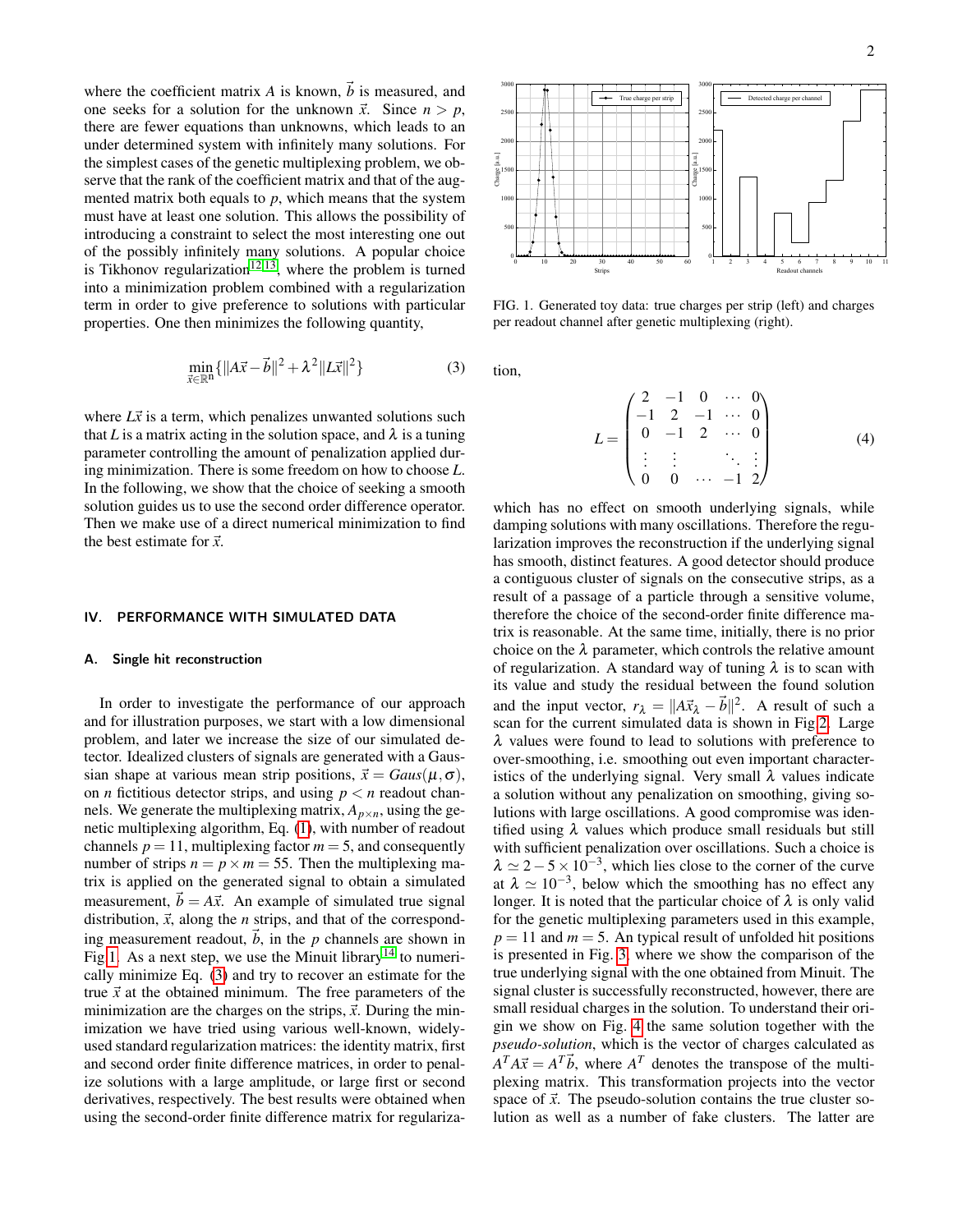where the coefficient matrix $A$ is known, $\vec{b}$ is measured, and one seeks for a solution for the unknown $\vec{x}$. Since $n > p$, there are fewer equations than unknowns, which leads to an under determined system with infinitely many solutions. For the simplest cases of the genetic multiplexing problem, we observe that the rank of the coefficient matrix and that of the augmented matrix both equals to $p$, which means that the system must have at least one solution. This allows the possibility of introducing a constraint to select the most interesting one out of the possibly infinitely many solutions. A popular choice is Tikhonov regularization[12,13], where the problem is turned into a minimization problem combined with a regularization term in order to give preference to solutions with particular properties. One then minimizes the following quantity,

$$\min_{\vec{x}\in\mathbb{R}^n}\{\|A\vec{x}-\vec{b}\|^2+\lambda^2\|L\vec{x}\|^2\} \tag{3}$$

where $L\vec{x}$ is a term, which penalizes unwanted solutions such that $L$ is a matrix acting in the solution space, and $\lambda$ is a tuning parameter controlling the amount of penalization applied during minimization. There is some freedom on how to choose $L$. In the following, we show that the choice of seeking a smooth solution guides us to use the second order difference operator. Then we make use of a direct numerical minimization to find the best estimate for $\vec{x}$.

## IV. PERFORMANCE WITH SIMULATED DATA

### A. Single hit reconstruction

In order to investigate the performance of our approach and for illustration purposes, we start with a low dimensional problem, and later we increase the size of our simulated detector. Idealized clusters of signals are generated with a Gaussian shape at various mean strip positions, $\vec{x} = Gaus(\mu,\sigma)$, on $n$ fictitious detector strips, and using $p < n$ readout channels. We generate the multiplexing matrix, $A_{p\times n}$, using the genetic multiplexing algorithm, Eq. (1), with number of readout channels $p = 11$, multiplexing factor $m = 5$, and consequently number of strips $n = p\times m = 55$. Then the multiplexing matrix is applied on the generated signal to obtain a simulated measurement, $\vec{b} = A\vec{x}$. An example of simulated true signal distribution, $\vec{x}$, along the $n$ strips, and that of the corresponding measurement readout, $\vec{b}$, in the $p$ channels are shown in Fig 1. As a next step, we use the Minuit library[14] to numerically minimize Eq. (3) and try to recover an estimate for the true $\vec{x}$ at the obtained minimum. The free parameters of the minimization are the charges on the strips, $\vec{x}$. During the minimization we have tried using various well-known, widely-used standard regularization matrices: the identity matrix, first and second order finite difference matrices, in order to penalize solutions with a large amplitude, or large first or second derivatives, respectively. The best results were obtained when using the second-order finite difference matrix for regularization,

FIG. 1. Generated toy data: true charges per strip (left) and charges per readout channel after genetic multiplexing (right).

$$L=\begin{pmatrix} 2 & -1 & 0 & \cdots & 0\\ -1 & 2 & -1 & \cdots & 0\\ 0 & -1 & 2 & \cdots & 0\\ \vdots & \vdots & & \ddots & \vdots\\ 0 & 0 & \cdots & -1 & 2 \end{pmatrix} \tag{4}$$

which has no effect on smooth underlying signals, while damping solutions with many oscillations. Therefore the regularization improves the reconstruction if the underlying signal has smooth, distinct features. A good detector should produce a contiguous cluster of signals on the consecutive strips, as a result of a passage of a particle through a sensitive volume, therefore the choice of the second-order finite difference matrix is reasonable. At the same time, initially, there is no prior choice on the $\lambda$ parameter, which controls the relative amount of regularization. A standard way of tuning $\lambda$ is to scan with its value and study the residual between the found solution and the input vector, $r_\lambda = \|A\vec{x}_\lambda - \vec{b}\|^2$. A result of such a scan for the current simulated data is shown in Fig 2. Large $\lambda$ values were found to lead to solutions with preference to over-smoothing, i.e. smoothing out even important characteristics of the underlying signal. Very small $\lambda$ values indicate a solution without any penalization on smoothing, giving solutions with large oscillations. A good compromise was identified using $\lambda$ values which produce small residuals but still with sufficient penalization over oscillations. Such a choice is $\lambda \simeq 2-5\times 10^{-3}$, which lies close to the corner of the curve at $\lambda \simeq 10^{-3}$, below which the smoothing has no effect any longer. It is noted that the particular choice of $\lambda$ is only valid for the genetic multiplexing parameters used in this example, $p = 11$ and $m = 5$. An typical result of unfolded hit positions is presented in Fig. 3, where we show the comparison of the true underlying signal with the one obtained from Minuit. The signal cluster is successfully reconstructed, however, there are small residual charges in the solution. To understand their origin we show on Fig. 4 the same solution together with the *pseudo-solution*, which is the vector of charges calculated as $A^T A\vec{x} = A^T\vec{b}$, where $A^T$ denotes the transpose of the multiplexing matrix. This transformation projects into the vector space of $\vec{x}$. The pseudo-solution contains the true cluster solution as well as a number of fake clusters. The latter are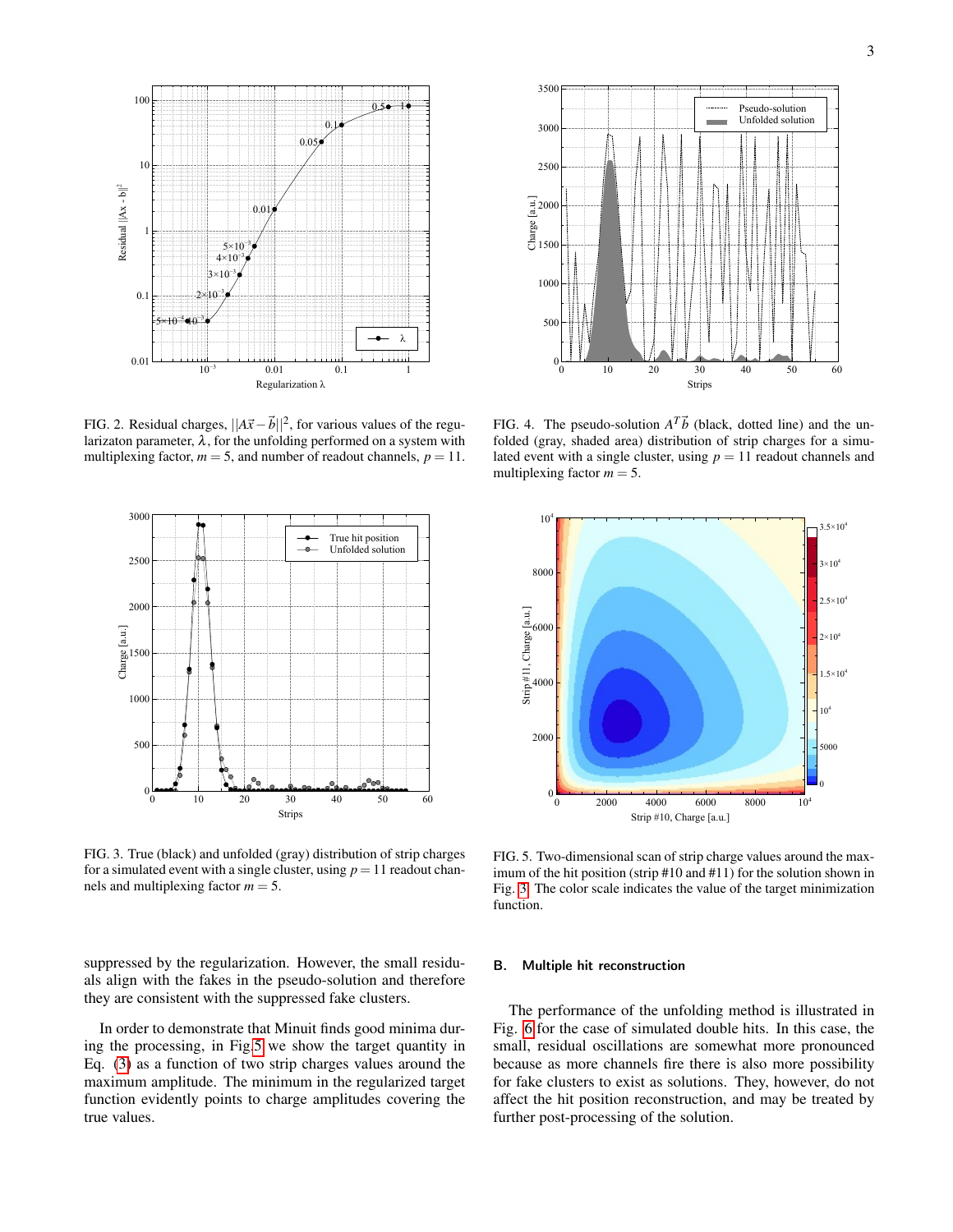FIG. 2. Residual charges, $||A\vec{x} - \vec{b}||^2$, for various values of the regularizaton parameter, $\lambda$, for the unfolding performed on a system with multiplexing factor, $m = 5$, and number of readout channels, $p = 11$.

FIG. 4. The pseudo-solution $A^T\vec{b}$ (black, dotted line) and the unfolded (gray, shaded area) distribution of strip charges for a simulated event with a single cluster, using $p = 11$ readout channels and multiplexing factor $m = 5$.

FIG. 3. True (black) and unfolded (gray) distribution of strip charges for a simulated event with a single cluster, using $p = 11$ readout channels and multiplexing factor $m = 5$.

FIG. 5. Two-dimensional scan of strip charge values around the maximum of the hit position (strip #10 and #11) for the solution shown in Fig. 3. The color scale indicates the value of the target minimization function.

suppressed by the regularization. However, the small residuals align with the fakes in the pseudo-solution and therefore they are consistent with the suppressed fake clusters.

In order to demonstrate that Minuit finds good minima during the processing, in Fig. 5 we show the target quantity in Eq. (3) as a function of two strip charges values around the maximum amplitude. The minimum in the regularized target function evidently points to charge amplitudes covering the true values.

### B. Multiple hit reconstruction

The performance of the unfolding method is illustrated in Fig. 6 for the case of simulated double hits. In this case, the small, residual oscillations are somewhat more pronounced because as more channels fire there is also more possibility for fake clusters to exist as solutions. They, however, do not affect the hit position reconstruction, and may be treated by further post-processing of the solution.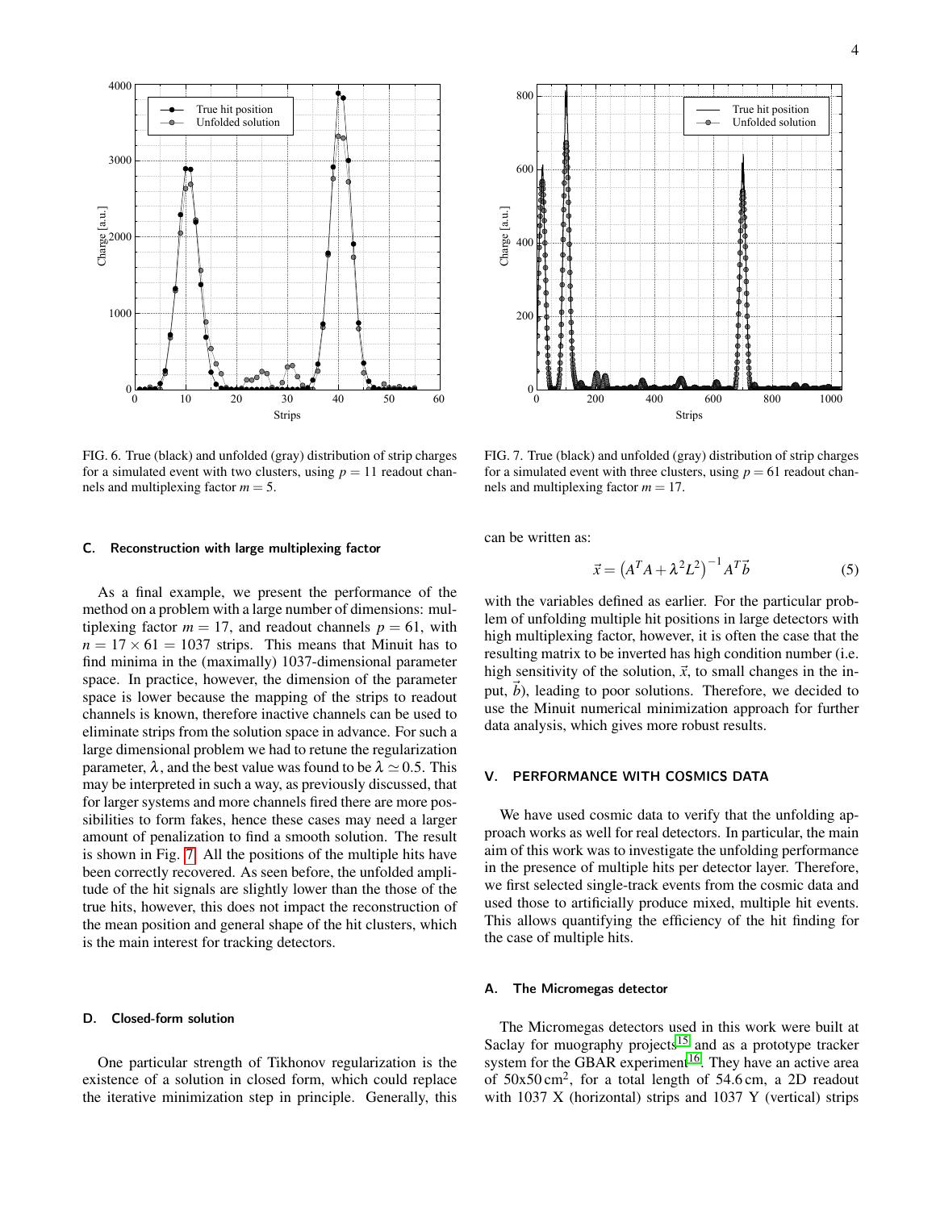FIG. 6. True (black) and unfolded (gray) distribution of strip charges for a simulated event with two clusters, using $p = 11$ readout channels and multiplexing factor $m = 5$.

FIG. 7. True (black) and unfolded (gray) distribution of strip charges for a simulated event with three clusters, using $p = 61$ readout channels and multiplexing factor $m = 17$.

### C. Reconstruction with large multiplexing factor

As a final example, we present the performance of the method on a problem with a large number of dimensions: multiplexing factor $m = 17$, and readout channels $p = 61$, with $n = 17 \times 61 = 1037$ strips. This means that Minuit has to find minima in the (maximally) 1037-dimensional parameter space. In practice, however, the dimension of the parameter space is lower because the mapping of the strips to readout channels is known, therefore inactive channels can be used to eliminate strips from the solution space in advance. For such a large dimensional problem we had to retune the regularization parameter, $\lambda$, and the best value was found to be $\lambda \simeq 0.5$. This may be interpreted in such a way, as previously discussed, that for larger systems and more channels fired there are more possibilities to form fakes, hence these cases may need a larger amount of penalization to find a smooth solution. The result is shown in Fig. 7. All the positions of the multiple hits have been correctly recovered. As seen before, the unfolded amplitude of the hit signals are slightly lower than the those of the true hits, however, this does not impact the reconstruction of the mean position and general shape of the hit clusters, which is the main interest for tracking detectors.

### D. Closed-form solution

One particular strength of Tikhonov regularization is the existence of a solution in closed form, which could replace the iterative minimization step in principle. Generally, this can be written as:

$$\vec{x} = \left(A^T A + \lambda^2 L^2\right)^{-1} A^T \vec{b} \tag{5}$$

with the variables defined as earlier. For the particular problem of unfolding multiple hit positions in large detectors with high multiplexing factor, however, it is often the case that the resulting matrix to be inverted has high condition number (i.e. high sensitivity of the solution, $\vec{x}$, to small changes in the input, $\vec{b}$), leading to poor solutions. Therefore, we decided to use the Minuit numerical minimization approach for further data analysis, which gives more robust results.

## V. PERFORMANCE WITH COSMICS DATA

We have used cosmic data to verify that the unfolding approach works as well for real detectors. In particular, the main aim of this work was to investigate the unfolding performance in the presence of multiple hits per detector layer. Therefore, we first selected single-track events from the cosmic data and used those to artificially produce mixed, multiple hit events. This allows quantifying the efficiency of the hit finding for the case of multiple hits.

### A. The Micromegas detector

The Micromegas detectors used in this work were built at Saclay for muography projects[15] and as a prototype tracker system for the GBAR experiment[16]. They have an active area of 50x50 cm$^2$, for a total length of 54.6 cm, a 2D readout with 1037 X (horizontal) strips and 1037 Y (vertical) strips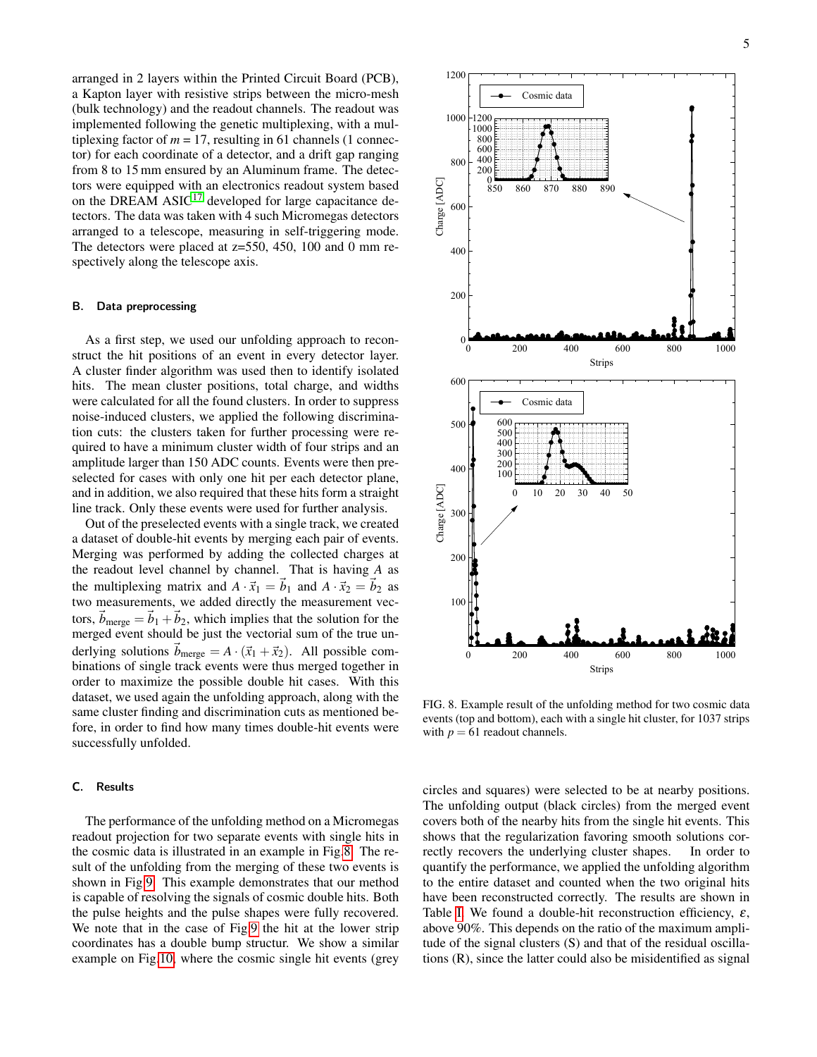arranged in 2 layers within the Printed Circuit Board (PCB), a Kapton layer with resistive strips between the micro-mesh (bulk technology) and the readout channels. The readout was implemented following the genetic multiplexing, with a multiplexing factor of $m = 17$, resulting in 61 channels (1 connector) for each coordinate of a detector, and a drift gap ranging from 8 to 15 mm ensured by an Aluminum frame. The detectors were equipped with an electronics readout system based on the DREAM ASIC[17] developed for large capacitance detectors. The data was taken with 4 such Micromegas detectors arranged to a telescope, measuring in self-triggering mode. The detectors were placed at z=550, 450, 100 and 0 mm respectively along the telescope axis.

### B. Data preprocessing

As a first step, we used our unfolding approach to reconstruct the hit positions of an event in every detector layer. A cluster finder algorithm was used then to identify isolated hits. The mean cluster positions, total charge, and widths were calculated for all the found clusters. In order to suppress noise-induced clusters, we applied the following discrimination cuts: the clusters taken for further processing were required to have a minimum cluster width of four strips and an amplitude larger than 150 ADC counts. Events were then preselected for cases with only one hit per each detector plane, and in addition, we also required that these hits form a straight line track. Only these events were used for further analysis.

Out of the preselected events with a single track, we created a dataset of double-hit events by merging each pair of events. Merging was performed by adding the collected charges at the readout level channel by channel. That is having $A$ as the multiplexing matrix and $A \cdot \vec{x}_1 = \vec{b}_1$ and $A \cdot \vec{x}_2 = \vec{b}_2$ as two measurements, we added directly the measurement vectors, $\vec{b}_{\text{merge}} = \vec{b}_1 + \vec{b}_2$, which implies that the solution for the merged event should be just the vectorial sum of the true underlying solutions $\vec{b}_{\text{merge}} = A \cdot (\vec{x}_1 + \vec{x}_2)$. All possible combinations of single track events were thus merged together in order to maximize the possible double hit cases. With this dataset, we used again the unfolding approach, along with the same cluster finding and discrimination cuts as mentioned before, in order to find how many times double-hit events were successfully unfolded.

### C. Results

The performance of the unfolding method on a Micromegas readout projection for two separate events with single hits in the cosmic data is illustrated in an example in Fig. 8. The result of the unfolding from the merging of these two events is shown in Fig 9. This example demonstrates that our method is capable of resolving the signals of cosmic double hits. Both the pulse heights and the pulse shapes were fully recovered. We note that in the case of Fig 9 the hit at the lower strip coordinates has a double bump structur. We show a similar example on Fig 10, where the cosmic single hit events (grey circles and squares) were selected to be at nearby positions. The unfolding output (black circles) from the merged event covers both of the nearby hits from the single hit events. This shows that the regularization favoring smooth solutions correctly recovers the underlying cluster shapes. In order to quantify the performance, we applied the unfolding algorithm to the entire dataset and counted when the two original hits have been reconstructed correctly. The results are shown in Table I. We found a double-hit reconstruction efficiency, $\varepsilon$, above 90%. This depends on the ratio of the maximum amplitude of the signal clusters (S) and that of the residual oscillations (R), since the latter could also be misidentified as signal

FIG. 8. Example result of the unfolding method for two cosmic data events (top and bottom), each with a single hit cluster, for 1037 strips with $p = 61$ readout channels.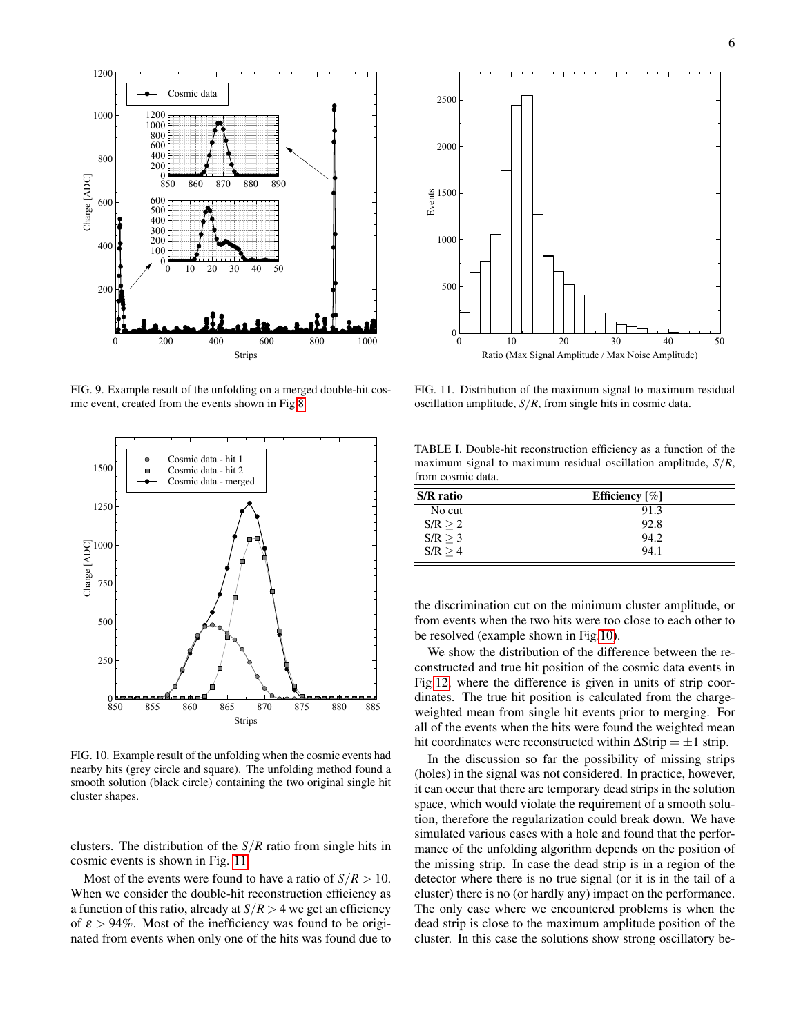FIG. 9. Example result of the unfolding on a merged double-hit cosmic event, created from the events shown in Fig 8.

FIG. 10. Example result of the unfolding when the cosmic events had nearby hits (grey circle and square). The unfolding method found a smooth solution (black circle) containing the two original single hit cluster shapes.

clusters. The distribution of the $S/R$ ratio from single hits in cosmic events is shown in Fig. 11.

Most of the events were found to have a ratio of $S/R > 10$. When we consider the double-hit reconstruction efficiency as a function of this ratio, already at $S/R > 4$ we get an efficiency of $\varepsilon > 94\%$. Most of the inefficiency was found to be originated from events when only one of the hits was found due to the discrimination cut on the minimum cluster amplitude, or from events when the two hits were too close to each other to be resolved (example shown in Fig 10).

FIG. 11. Distribution of the maximum signal to maximum residual oscillation amplitude, $S/R$, from single hits in cosmic data.

TABLE I. Double-hit reconstruction efficiency as a function of the maximum signal to maximum residual oscillation amplitude, $S/R$, from cosmic data.

| S/R ratio | Efficiency [%] |
|---|---|
| No cut | 91.3 |
| S/R $\geq 2$ | 92.8 |
| S/R $\geq 3$ | 94.2 |
| S/R $\geq 4$ | 94.1 |

We show the distribution of the difference between the reconstructed and true hit position of the cosmic data events in Fig 12, where the difference is given in units of strip coordinates. The true hit position is calculated from the charge-weighted mean from single hit events prior to merging. For all of the events when the hits were found the weighted mean hit coordinates were reconstructed within $\Delta\text{Strip} = \pm 1$ strip.

In the discussion so far the possibility of missing strips (holes) in the signal was not considered. In practice, however, it can occur that there are temporary dead strips in the solution space, which would violate the requirement of a smooth solution, therefore the regularization could break down. We have simulated various cases with a hole and found that the performance of the unfolding algorithm depends on the position of the missing strip. In case the dead strip is in a region of the detector where there is no true signal (or it is in the tail of a cluster) there is no (or hardly any) impact on the performance. The only case where we encountered problems is when the dead strip is close to the maximum amplitude position of the cluster. In this case the solutions show strong oscillatory be-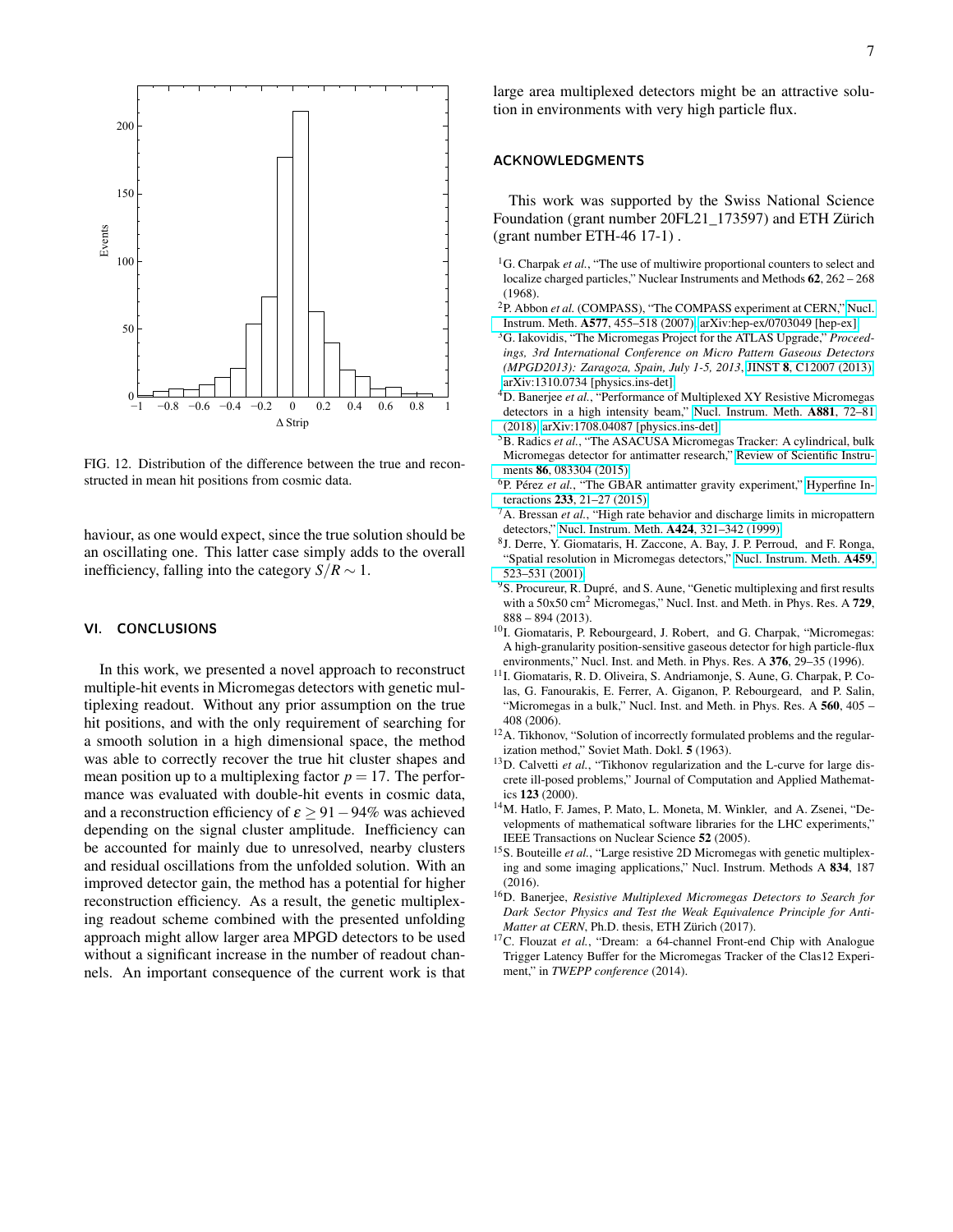200

150

100

50

0

Events

−1 −0.8 −0.6 −0.4 −0.2 0 0.2 0.4 0.6 0.8 1

Δ Strip

FIG. 12. Distribution of the difference between the true and reconstructed in mean hit positions from cosmic data.

haviour, as one would expect, since the true solution should be an oscillating one. This latter case simply adds to the overall inefficiency, falling into the category $S/R \sim 1$.

## VI. CONCLUSIONS

In this work, we presented a novel approach to reconstruct multiple-hit events in Micromegas detectors with genetic multiplexing readout. Without any prior assumption on the true hit positions, and with the only requirement of searching for a smooth solution in a high dimensional space, the method was able to correctly recover the true hit cluster shapes and mean position up to a multiplexing factor $p = 17$. The performance was evaluated with double-hit events in cosmic data, and a reconstruction efficiency of $\varepsilon \geq 91-94\%$ was achieved depending on the signal cluster amplitude. Inefficiency can be accounted for mainly due to unresolved, nearby clusters and residual oscillations from the unfolded solution. With an improved detector gain, the method has a potential for higher reconstruction efficiency. As a result, the genetic multiplexing readout scheme combined with the presented unfolding approach might allow larger area MPGD detectors to be used without a significant increase in the number of readout channels. An important consequence of the current work is that large area multiplexed detectors might be an attractive solution in environments with very high particle flux.

## ACKNOWLEDGMENTS

This work was supported by the Swiss National Science Foundation (grant number 20FL21_173597) and ETH Zürich (grant number ETH-46 17-1) .

[1] G. Charpak *et al.*, "The use of multiwire proportional counters to select and localize charged particles," Nuclear Instruments and Methods **62**, 262 – 268 (1968).

[2] P. Abbon *et al.* (COMPASS), "The COMPASS experiment at CERN," Nucl. Instrum. Meth. **A577**, 455–518 (2007), arXiv:hep-ex/0703049 [hep-ex].

[3] G. Iakovidis, "The Micromegas Project for the ATLAS Upgrade," *Proceedings, 3rd International Conference on Micro Pattern Gaseous Detectors (MPGD2013): Zaragoza, Spain, July 1-5, 2013*, JINST **8**, C12007 (2013), arXiv:1310.0734 [physics.ins-det].

[4] D. Banerjee *et al.*, "Performance of Multiplexed XY Resistive Micromegas detectors in a high intensity beam," Nucl. Instrum. Meth. **A881**, 72–81 (2018), arXiv:1708.04087 [physics.ins-det].

[5] B. Radics *et al.*, "The ASACUSA Micromegas Tracker: A cylindrical, bulk Micromegas detector for antimatter research," Review of Scientific Instruments **86**, 083304 (2015).

[6] P. Pérez *et al.*, "The GBAR antimatter gravity experiment," Hyperfine Interactions **233**, 21–27 (2015).

[7] A. Bressan *et al.*, "High rate behavior and discharge limits in micropattern detectors," Nucl. Instrum. Meth. **A424**, 321–342 (1999).

[8] J. Derre, Y. Giomataris, H. Zaccone, A. Bay, J. P. Perroud, and F. Ronga, "Spatial resolution in Micromegas detectors," Nucl. Instrum. Meth. **A459**, 523–531 (2001).

[9] S. Procureur, R. Dupré, and S. Aune, "Genetic multiplexing and first results with a 50x50 cm$^2$ Micromegas," Nucl. Inst. and Meth. in Phys. Res. A **729**, 888 – 894 (2013).

[10] I. Giomataris, P. Rebourgeard, J. Robert, and G. Charpak, "Micromegas: A high-granularity position-sensitive gaseous detector for high particle-flux environments," Nucl. Inst. and Meth. in Phys. Res. A **376**, 29–35 (1996).

[11] I. Giomataris, R. D. Oliveira, S. Andriamonje, S. Aune, G. Charpak, P. Colas, G. Fanourakis, E. Ferrer, A. Giganon, P. Rebourgeard, and P. Salin, "Micromegas in a bulk," Nucl. Inst. and Meth. in Phys. Res. A **560**, 405 – 408 (2006).

[12] A. Tikhonov, "Solution of incorrectly formulated problems and the regularization method," Soviet Math. Dokl. **5** (1963).

[13] D. Calvetti *et al.*, "Tikhonov regularization and the L-curve for large discrete ill-posed problems," Journal of Computation and Applied Mathematics **123** (2000).

[14] M. Hatlo, F. James, P. Mato, L. Moneta, M. Winkler, and A. Zsenei, "Developments of mathematical software libraries for the LHC experiments," IEEE Transactions on Nuclear Science **52** (2005).

[15] S. Bouteille *et al.*, "Large resistive 2D Micromegas with genetic multiplexing and some imaging applications," Nucl. Instrum. Methods A **834**, 187 (2016).

[16] D. Banerjee, *Resistive Multiplexed Micromegas Detectors to Search for Dark Sector Physics and Test the Weak Equivalence Principle for Anti-Matter at CERN*, Ph.D. thesis, ETH Zürich (2017).

[17] C. Flouzat *et al.*, "Dream: a 64-channel Front-end Chip with Analogue Trigger Latency Buffer for the Micromegas Tracker for the Clas12 Experiment," in *TWEPP conference* (2014).